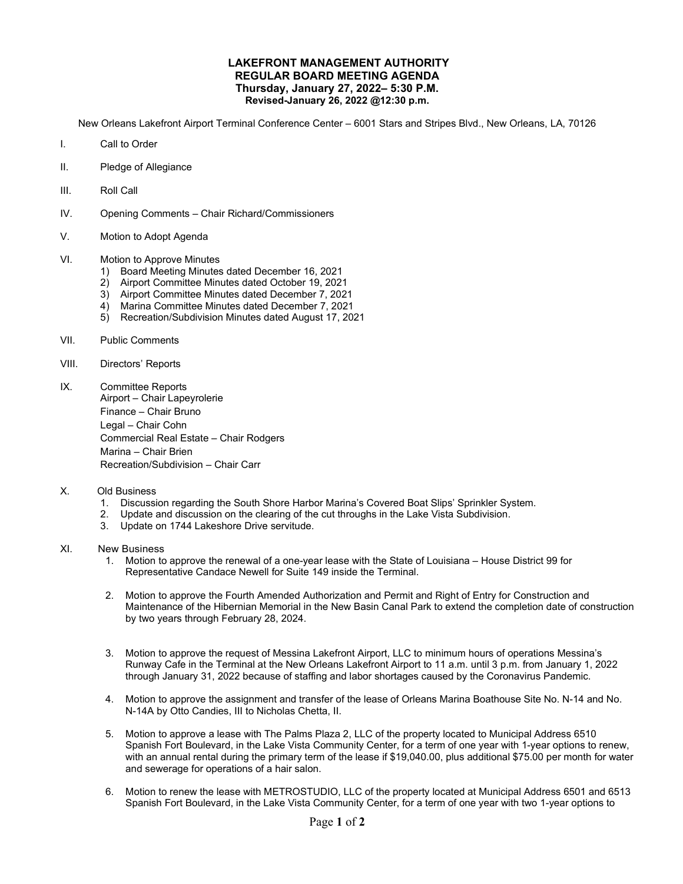# LAKEFRONT MANAGEMENT AUTHORITY
## REGULAR BOARD MEETING AGENDA
**Thursday, January 27, 2022– 5:30 P.M.**
**Revised-January 26, 2022 @12:30 p.m.**

New Orleans Lakefront Airport Terminal Conference Center – 6001 Stars and Stripes Blvd., New Orleans, LA, 70126

I. Call to Order

II. Pledge of Allegiance

III. Roll Call

IV. Opening Comments – Chair Richard/Commissioners

V. Motion to Adopt Agenda

VI. Motion to Approve Minutes
1) Board Meeting Minutes dated December 16, 2021
2) Airport Committee Minutes dated October 19, 2021
3) Airport Committee Minutes dated December 7, 2021
4) Marina Committee Minutes dated December 7, 2021
5) Recreation/Subdivision Minutes dated August 17, 2021

VII. Public Comments

VIII. Directors' Reports

IX. Committee Reports
Airport – Chair Lapeyrolerie
Finance – Chair Bruno
Legal – Chair Cohn
Commercial Real Estate – Chair Rodgers
Marina – Chair Brien
Recreation/Subdivision – Chair Carr

X. Old Business
1. Discussion regarding the South Shore Harbor Marina's Covered Boat Slips' Sprinkler System.
2. Update and discussion on the clearing of the cut throughs in the Lake Vista Subdivision.
3. Update on 1744 Lakeshore Drive servitude.

XI. New Business
1. Motion to approve the renewal of a one-year lease with the State of Louisiana – House District 99 for Representative Candace Newell for Suite 149 inside the Terminal.

2. Motion to approve the Fourth Amended Authorization and Permit and Right of Entry for Construction and Maintenance of the Hibernian Memorial in the New Basin Canal Park to extend the completion date of construction by two years through February 28, 2024.

3. Motion to approve the request of Messina Lakefront Airport, LLC to minimum hours of operations Messina's Runway Cafe in the Terminal at the New Orleans Lakefront Airport to 11 a.m. until 3 p.m. from January 1, 2022 through January 31, 2022 because of staffing and labor shortages caused by the Coronavirus Pandemic.

4. Motion to approve the assignment and transfer of the lease of Orleans Marina Boathouse Site No. N-14 and No. N-14A by Otto Candies, III to Nicholas Chetta, II.

5. Motion to approve a lease with The Palms Plaza 2, LLC of the property located to Municipal Address 6510 Spanish Fort Boulevard, in the Lake Vista Community Center, for a term of one year with 1-year options to renew, with an annual rental during the primary term of the lease if $19,040.00, plus additional $75.00 per month for water and sewerage for operations of a hair salon.

6. Motion to renew the lease with METROSTUDIO, LLC of the property located at Municipal Address 6501 and 6513 Spanish Fort Boulevard, in the Lake Vista Community Center, for a term of one year with two 1-year options to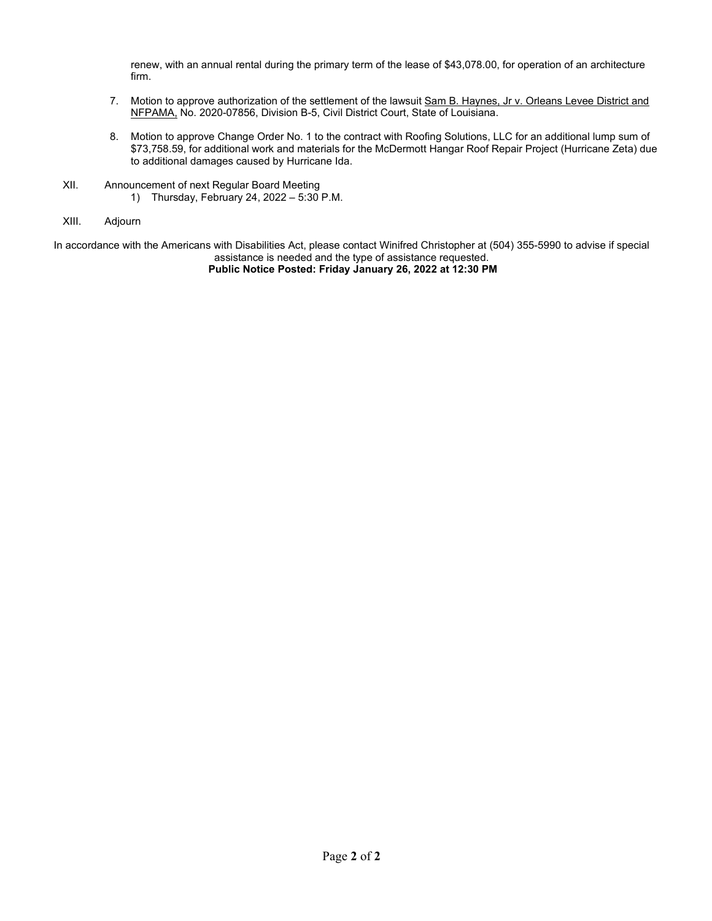renew, with an annual rental during the primary term of the lease of $43,078.00, for operation of an architecture firm.

7. Motion to approve authorization of the settlement of the lawsuit Sam B. Haynes, Jr v. Orleans Levee District and NFPAMA, No. 2020-07856, Division B-5, Civil District Court, State of Louisiana.

8. Motion to approve Change Order No. 1 to the contract with Roofing Solutions, LLC for an additional lump sum of $73,758.59, for additional work and materials for the McDermott Hangar Roof Repair Project (Hurricane Zeta) due to additional damages caused by Hurricane Ida.

XII. Announcement of next Regular Board Meeting
   1) Thursday, February 24, 2022 – 5:30 P.M.

XIII. Adjourn

In accordance with the Americans with Disabilities Act, please contact Winifred Christopher at (504) 355-5990 to advise if special assistance is needed and the type of assistance requested.

**Public Notice Posted: Friday January 26, 2022 at 12:30 PM**